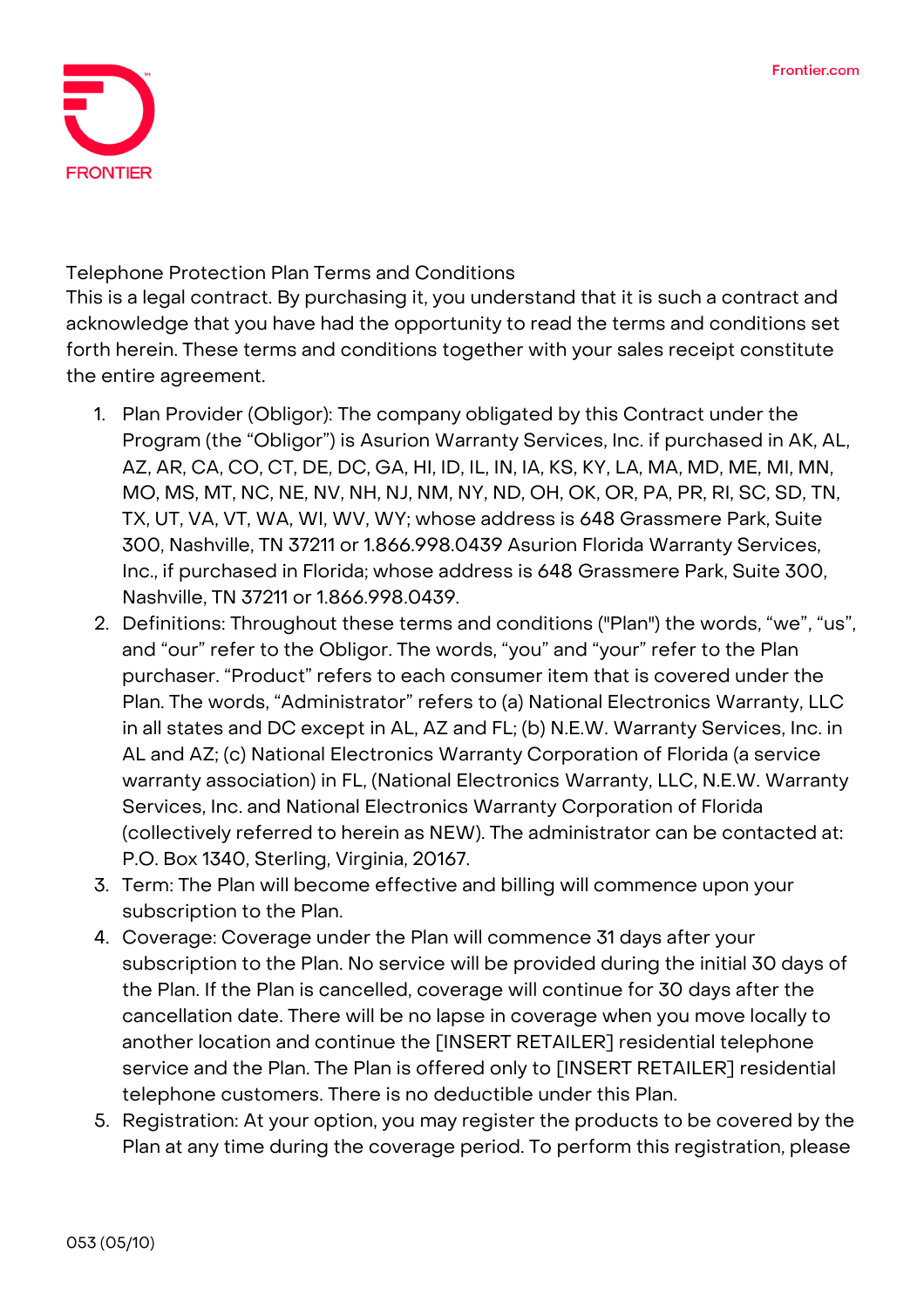# Telephone Protection Plan Terms and Conditions

This is a legal contract. By purchasing it, you understand that it is such a contract and acknowledge that you have had the opportunity to read the terms and conditions set forth herein. These terms and conditions together with your sales receipt constitute the entire agreement.

1. Plan Provider (Obligor): The company obligated by this Contract under the Program (the “Obligor”) is Asurion Warranty Services, Inc. if purchased in AK, AL, AZ, AR, CA, CO, CT, DE, DC, GA, HI, ID, IL, IN, IA, KS, KY, LA, MA, MD, ME, MI, MN, MO, MS, MT, NC, NE, NV, NH, NJ, NM, NY, ND, OH, OK, OR, PA, PR, RI, SC, SD, TN, TX, UT, VA, VT, WA, WI, WV, WY; whose address is 648 Grassmere Park, Suite 300, Nashville, TN 37211 or 1.866.998.0439 Asurion Florida Warranty Services, Inc., if purchased in Florida; whose address is 648 Grassmere Park, Suite 300, Nashville, TN 37211 or 1.866.998.0439.
2. Definitions: Throughout these terms and conditions ("Plan") the words, “we”, “us”, and “our” refer to the Obligor. The words, “you” and “your” refer to the Plan purchaser. “Product” refers to each consumer item that is covered under the Plan. The words, “Administrator” refers to (a) National Electronics Warranty, LLC in all states and DC except in AL, AZ and FL; (b) N.E.W. Warranty Services, Inc. in AL and AZ; (c) National Electronics Warranty Corporation of Florida (a service warranty association) in FL, (National Electronics Warranty, LLC, N.E.W. Warranty Services, Inc. and National Electronics Warranty Corporation of Florida (collectively referred to herein as NEW). The administrator can be contacted at: P.O. Box 1340, Sterling, Virginia, 20167.
3. Term: The Plan will become effective and billing will commence upon your subscription to the Plan.
4. Coverage: Coverage under the Plan will commence 31 days after your subscription to the Plan. No service will be provided during the initial 30 days of the Plan. If the Plan is cancelled, coverage will continue for 30 days after the cancellation date. There will be no lapse in coverage when you move locally to another location and continue the [INSERT RETAILER] residential telephone service and the Plan. The Plan is offered only to [INSERT RETAILER] residential telephone customers. There is no deductible under this Plan.
5. Registration: At your option, you may register the products to be covered by the Plan at any time during the coverage period. To perform this registration, please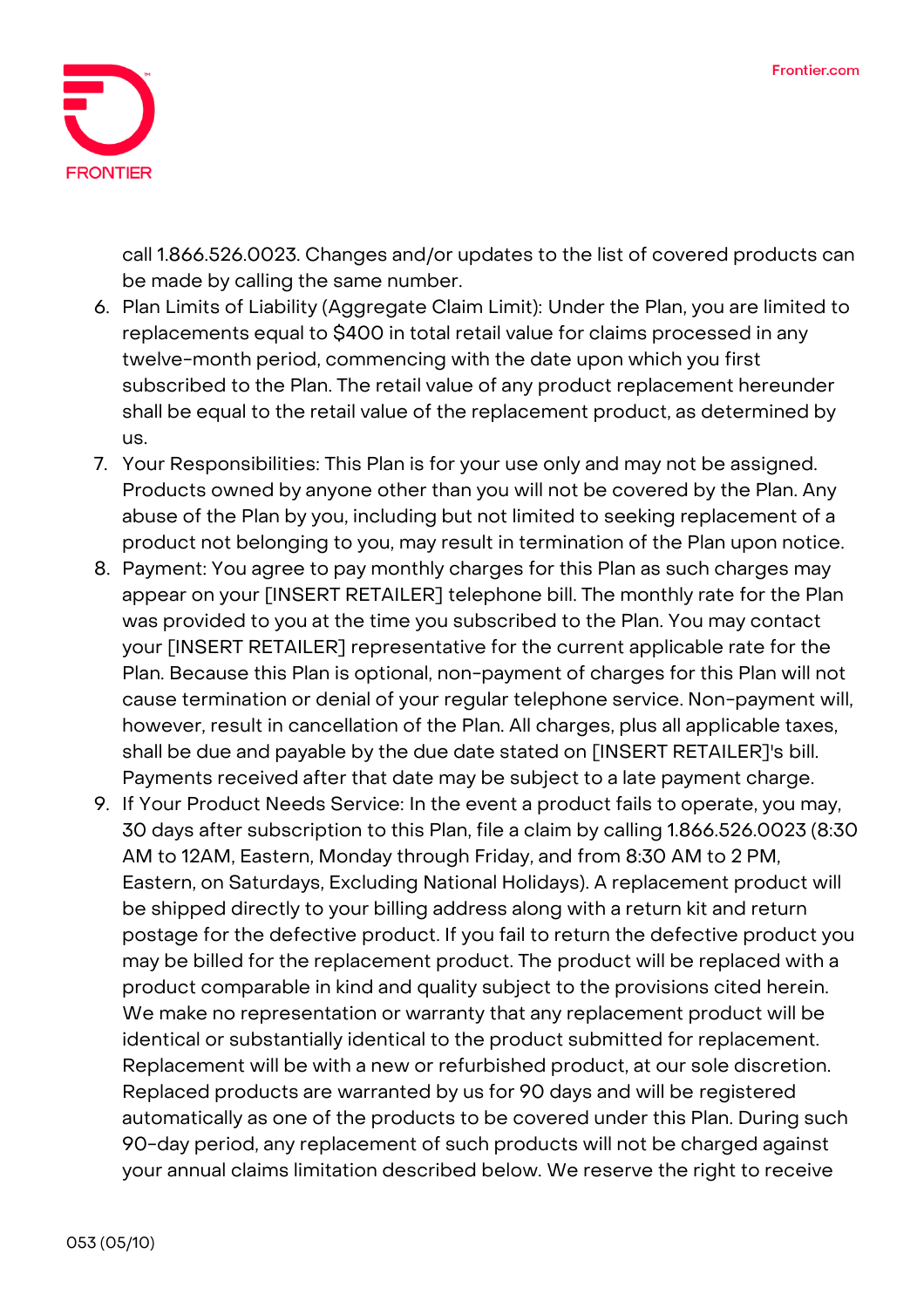call 1.866.526.0023. Changes and/or updates to the list of covered products can be made by calling the same number.

6. Plan Limits of Liability (Aggregate Claim Limit): Under the Plan, you are limited to replacements equal to $400 in total retail value for claims processed in any twelve-month period, commencing with the date upon which you first subscribed to the Plan. The retail value of any product replacement hereunder shall be equal to the retail value of the replacement product, as determined by us.
7. Your Responsibilities: This Plan is for your use only and may not be assigned. Products owned by anyone other than you will not be covered by the Plan. Any abuse of the Plan by you, including but not limited to seeking replacement of a product not belonging to you, may result in termination of the Plan upon notice.
8. Payment: You agree to pay monthly charges for this Plan as such charges may appear on your [INSERT RETAILER] telephone bill. The monthly rate for the Plan was provided to you at the time you subscribed to the Plan. You may contact your [INSERT RETAILER] representative for the current applicable rate for the Plan. Because this Plan is optional, non-payment of charges for this Plan will not cause termination or denial of your regular telephone service. Non-payment will, however, result in cancellation of the Plan. All charges, plus all applicable taxes, shall be due and payable by the due date stated on [INSERT RETAILER]'s bill. Payments received after that date may be subject to a late payment charge.
9. If Your Product Needs Service: In the event a product fails to operate, you may, 30 days after subscription to this Plan, file a claim by calling 1.866.526.0023 (8:30 AM to 12AM, Eastern, Monday through Friday, and from 8:30 AM to 2 PM, Eastern, on Saturdays, Excluding National Holidays). A replacement product will be shipped directly to your billing address along with a return kit and return postage for the defective product. If you fail to return the defective product you may be billed for the replacement product. The product will be replaced with a product comparable in kind and quality subject to the provisions cited herein. We make no representation or warranty that any replacement product will be identical or substantially identical to the product submitted for replacement. Replacement will be with a new or refurbished product, at our sole discretion. Replaced products are warranted by us for 90 days and will be registered automatically as one of the products to be covered under this Plan. During such 90-day period, any replacement of such products will not be charged against your annual claims limitation described below. We reserve the right to receive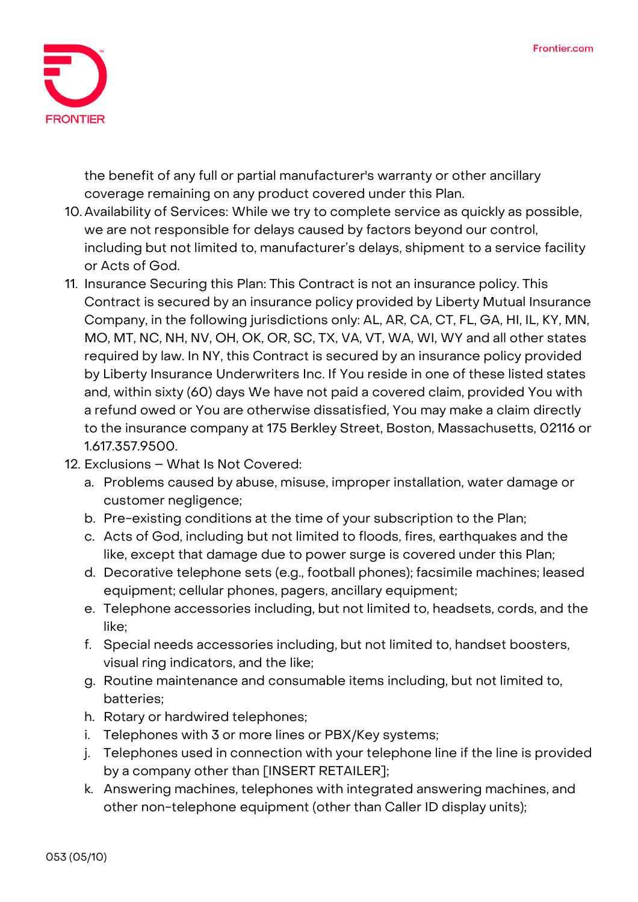the benefit of any full or partial manufacturer's warranty or other ancillary coverage remaining on any product covered under this Plan.

10. Availability of Services: While we try to complete service as quickly as possible, we are not responsible for delays caused by factors beyond our control, including but not limited to, manufacturer's delays, shipment to a service facility or Acts of God.
11. Insurance Securing this Plan: This Contract is not an insurance policy. This Contract is secured by an insurance policy provided by Liberty Mutual Insurance Company, in the following jurisdictions only: AL, AR, CA, CT, FL, GA, HI, IL, KY, MN, MO, MT, NC, NH, NV, OH, OK, OR, SC, TX, VA, VT, WA, WI, WY and all other states required by law. In NY, this Contract is secured by an insurance policy provided by Liberty Insurance Underwriters Inc. If You reside in one of these listed states and, within sixty (60) days We have not paid a covered claim, provided You with a refund owed or You are otherwise dissatisfied, You may make a claim directly to the insurance company at 175 Berkley Street, Boston, Massachusetts, 02116 or 1.617.357.9500.
12. Exclusions – What Is Not Covered:
    a. Problems caused by abuse, misuse, improper installation, water damage or customer negligence;
    b. Pre-existing conditions at the time of your subscription to the Plan;
    c. Acts of God, including but not limited to floods, fires, earthquakes and the like, except that damage due to power surge is covered under this Plan;
    d. Decorative telephone sets (e.g., football phones); facsimile machines; leased equipment; cellular phones, pagers, ancillary equipment;
    e. Telephone accessories including, but not limited to, headsets, cords, and the like;
    f. Special needs accessories including, but not limited to, handset boosters, visual ring indicators, and the like;
    g. Routine maintenance and consumable items including, but not limited to, batteries;
    h. Rotary or hardwired telephones;
    i. Telephones with 3 or more lines or PBX/Key systems;
    j. Telephones used in connection with your telephone line if the line is provided by a company other than [INSERT RETAILER];
    k. Answering machines, telephones with integrated answering machines, and other non-telephone equipment (other than Caller ID display units);

053 (05/10)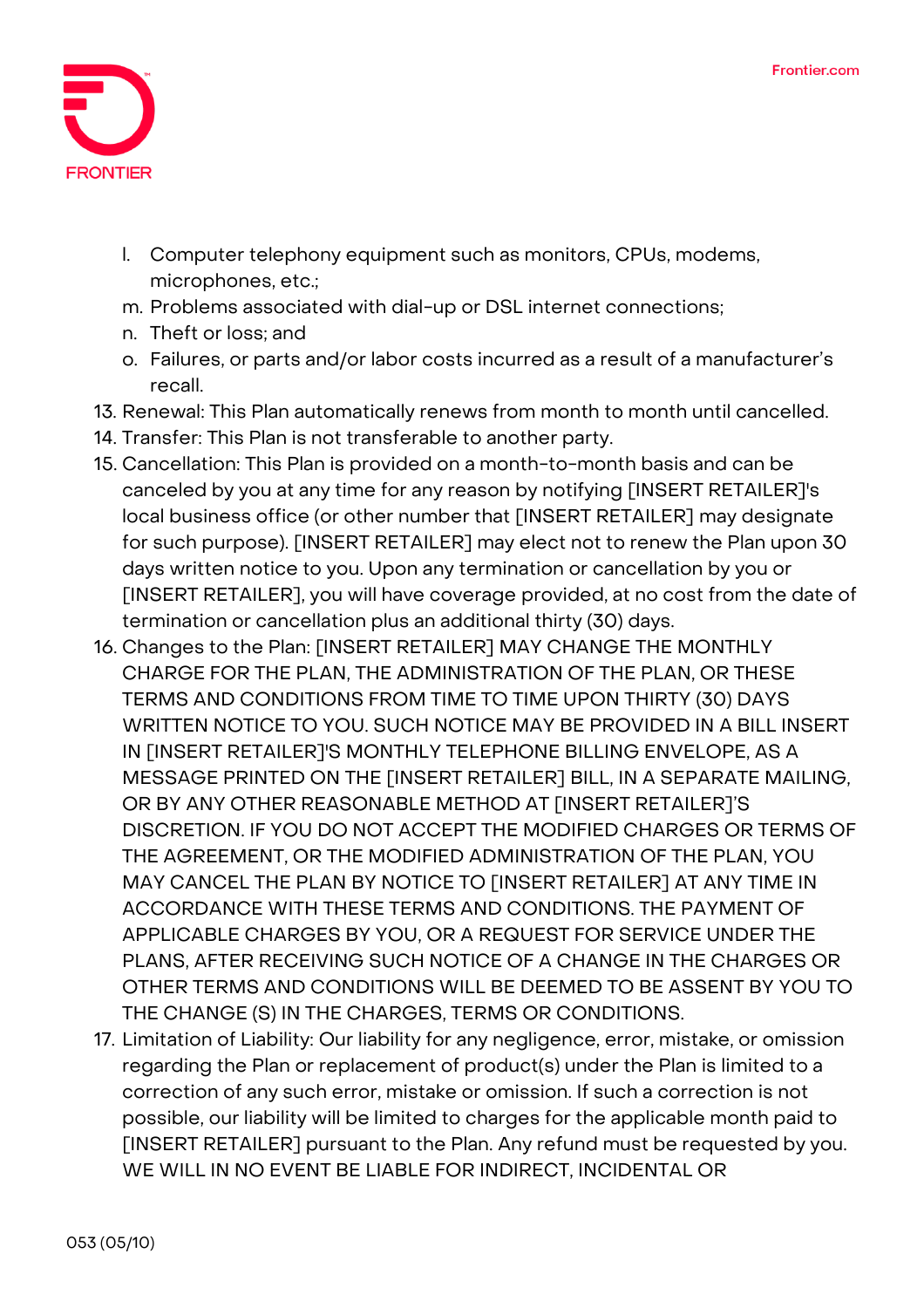l. Computer telephony equipment such as monitors, CPUs, modems, microphones, etc.;
   m. Problems associated with dial-up or DSL internet connections;
   n. Theft or loss; and
   o. Failures, or parts and/or labor costs incurred as a result of a manufacturer's recall.

13. Renewal: This Plan automatically renews from month to month until cancelled.
14. Transfer: This Plan is not transferable to another party.
15. Cancellation: This Plan is provided on a month-to-month basis and can be canceled by you at any time for any reason by notifying [INSERT RETAILER]'s local business office (or other number that [INSERT RETAILER] may designate for such purpose). [INSERT RETAILER] may elect not to renew the Plan upon 30 days written notice to you. Upon any termination or cancellation by you or [INSERT RETAILER], you will have coverage provided, at no cost from the date of termination or cancellation plus an additional thirty (30) days.
16. Changes to the Plan: [INSERT RETAILER] MAY CHANGE THE MONTHLY CHARGE FOR THE PLAN, THE ADMINISTRATION OF THE PLAN, OR THESE TERMS AND CONDITIONS FROM TIME TO TIME UPON THIRTY (30) DAYS WRITTEN NOTICE TO YOU. SUCH NOTICE MAY BE PROVIDED IN A BILL INSERT IN [INSERT RETAILER]'S MONTHLY TELEPHONE BILLING ENVELOPE, AS A MESSAGE PRINTED ON THE [INSERT RETAILER] BILL, IN A SEPARATE MAILING, OR BY ANY OTHER REASONABLE METHOD AT [INSERT RETAILER]'S DISCRETION. IF YOU DO NOT ACCEPT THE MODIFIED CHARGES OR TERMS OF THE AGREEMENT, OR THE MODIFIED ADMINISTRATION OF THE PLAN, YOU MAY CANCEL THE PLAN BY NOTICE TO [INSERT RETAILER] AT ANY TIME IN ACCORDANCE WITH THESE TERMS AND CONDITIONS. THE PAYMENT OF APPLICABLE CHARGES BY YOU, OR A REQUEST FOR SERVICE UNDER THE PLANS, AFTER RECEIVING SUCH NOTICE OF A CHANGE IN THE CHARGES OR OTHER TERMS AND CONDITIONS WILL BE DEEMED TO BE ASSENT BY YOU TO THE CHANGE (S) IN THE CHARGES, TERMS OR CONDITIONS.
17. Limitation of Liability: Our liability for any negligence, error, mistake, or omission regarding the Plan or replacement of product(s) under the Plan is limited to a correction of any such error, mistake or omission. If such a correction is not possible, our liability will be limited to charges for the applicable month paid to [INSERT RETAILER] pursuant to the Plan. Any refund must be requested by you. WE WILL IN NO EVENT BE LIABLE FOR INDIRECT, INCIDENTAL OR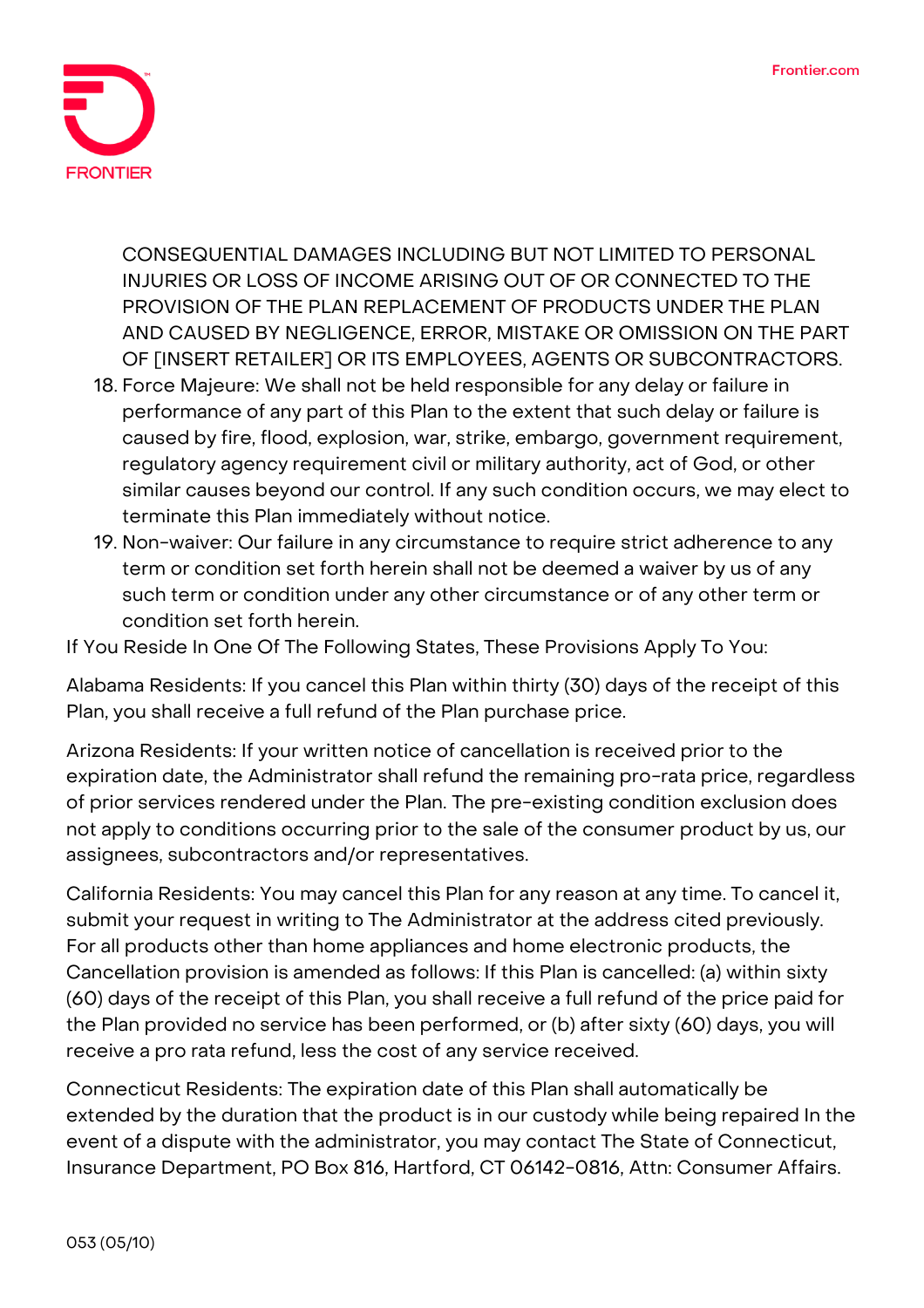CONSEQUENTIAL DAMAGES INCLUDING BUT NOT LIMITED TO PERSONAL INJURIES OR LOSS OF INCOME ARISING OUT OF OR CONNECTED TO THE PROVISION OF THE PLAN REPLACEMENT OF PRODUCTS UNDER THE PLAN AND CAUSED BY NEGLIGENCE, ERROR, MISTAKE OR OMISSION ON THE PART OF [INSERT RETAILER] OR ITS EMPLOYEES, AGENTS OR SUBCONTRACTORS.

18. Force Majeure: We shall not be held responsible for any delay or failure in performance of any part of this Plan to the extent that such delay or failure is caused by fire, flood, explosion, war, strike, embargo, government requirement, regulatory agency requirement civil or military authority, act of God, or other similar causes beyond our control. If any such condition occurs, we may elect to terminate this Plan immediately without notice.
19. Non-waiver: Our failure in any circumstance to require strict adherence to any term or condition set forth herein shall not be deemed a waiver by us of any such term or condition under any other circumstance or of any other term or condition set forth herein.

If You Reside In One Of The Following States, These Provisions Apply To You:

Alabama Residents: If you cancel this Plan within thirty (30) days of the receipt of this Plan, you shall receive a full refund of the Plan purchase price.

Arizona Residents: If your written notice of cancellation is received prior to the expiration date, the Administrator shall refund the remaining pro-rata price, regardless of prior services rendered under the Plan. The pre-existing condition exclusion does not apply to conditions occurring prior to the sale of the consumer product by us, our assignees, subcontractors and/or representatives.

California Residents: You may cancel this Plan for any reason at any time. To cancel it, submit your request in writing to The Administrator at the address cited previously. For all products other than home appliances and home electronic products, the Cancellation provision is amended as follows: If this Plan is cancelled: (a) within sixty (60) days of the receipt of this Plan, you shall receive a full refund of the price paid for the Plan provided no service has been performed, or (b) after sixty (60) days, you will receive a pro rata refund, less the cost of any service received.

Connecticut Residents: The expiration date of this Plan shall automatically be extended by the duration that the product is in our custody while being repaired In the event of a dispute with the administrator, you may contact The State of Connecticut, Insurance Department, PO Box 816, Hartford, CT 06142-0816, Attn: Consumer Affairs.

053 (05/10)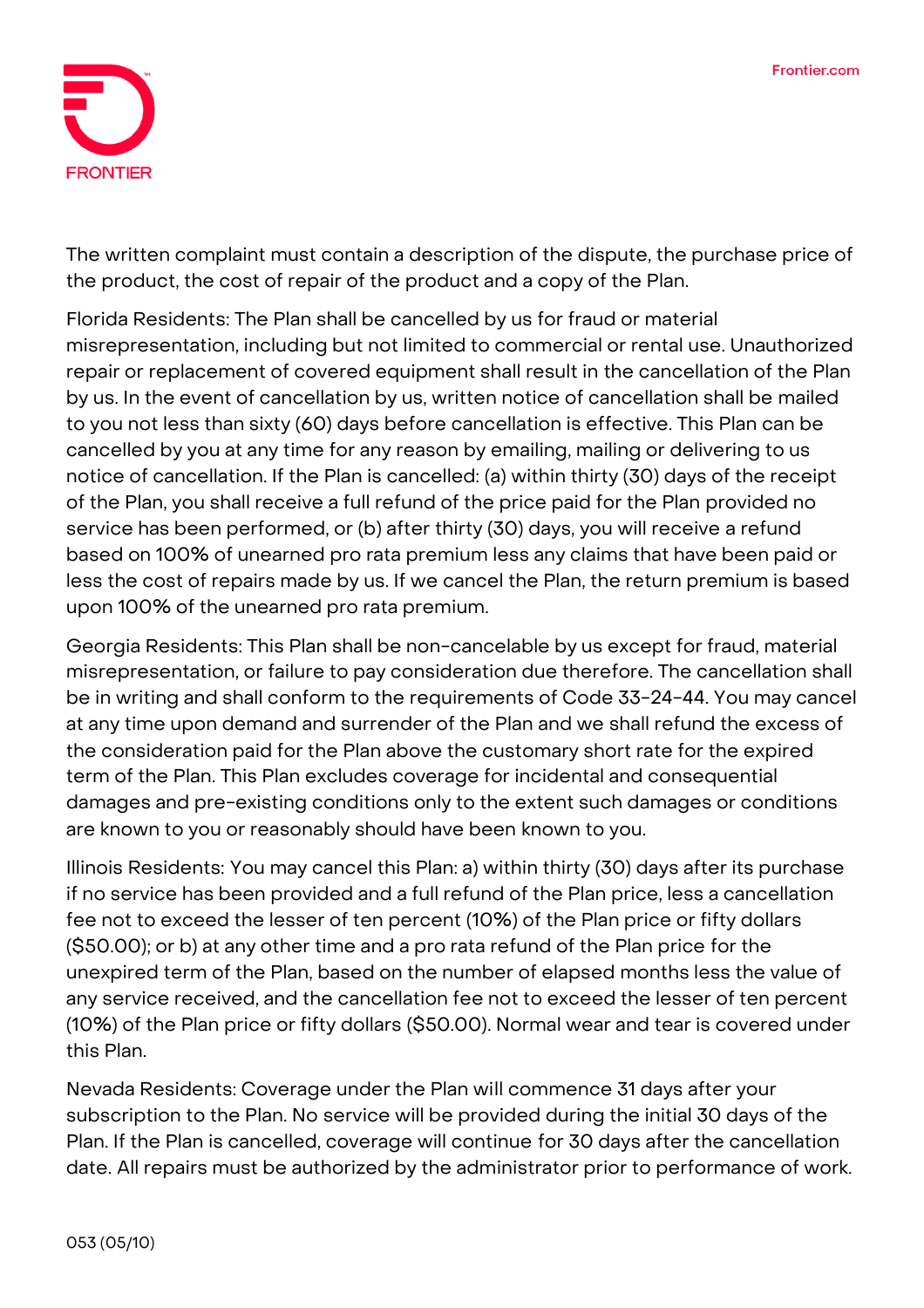The written complaint must contain a description of the dispute, the purchase price of the product, the cost of repair of the product and a copy of the Plan.

Florida Residents: The Plan shall be cancelled by us for fraud or material misrepresentation, including but not limited to commercial or rental use. Unauthorized repair or replacement of covered equipment shall result in the cancellation of the Plan by us. In the event of cancellation by us, written notice of cancellation shall be mailed to you not less than sixty (60) days before cancellation is effective. This Plan can be cancelled by you at any time for any reason by emailing, mailing or delivering to us notice of cancellation. If the Plan is cancelled: (a) within thirty (30) days of the receipt of the Plan, you shall receive a full refund of the price paid for the Plan provided no service has been performed, or (b) after thirty (30) days, you will receive a refund based on 100% of unearned pro rata premium less any claims that have been paid or less the cost of repairs made by us. If we cancel the Plan, the return premium is based upon 100% of the unearned pro rata premium.

Georgia Residents: This Plan shall be non-cancelable by us except for fraud, material misrepresentation, or failure to pay consideration due therefore. The cancellation shall be in writing and shall conform to the requirements of Code 33-24-44. You may cancel at any time upon demand and surrender of the Plan and we shall refund the excess of the consideration paid for the Plan above the customary short rate for the expired term of the Plan. This Plan excludes coverage for incidental and consequential damages and pre-existing conditions only to the extent such damages or conditions are known to you or reasonably should have been known to you.

Illinois Residents: You may cancel this Plan: a) within thirty (30) days after its purchase if no service has been provided and a full refund of the Plan price, less a cancellation fee not to exceed the lesser of ten percent (10%) of the Plan price or fifty dollars ($50.00); or b) at any other time and a pro rata refund of the Plan price for the unexpired term of the Plan, based on the number of elapsed months less the value of any service received, and the cancellation fee not to exceed the lesser of ten percent (10%) of the Plan price or fifty dollars ($50.00). Normal wear and tear is covered under this Plan.

Nevada Residents: Coverage under the Plan will commence 31 days after your subscription to the Plan. No service will be provided during the initial 30 days of the Plan. If the Plan is cancelled, coverage will continue for 30 days after the cancellation date. All repairs must be authorized by the administrator prior to performance of work.

053 (05/10)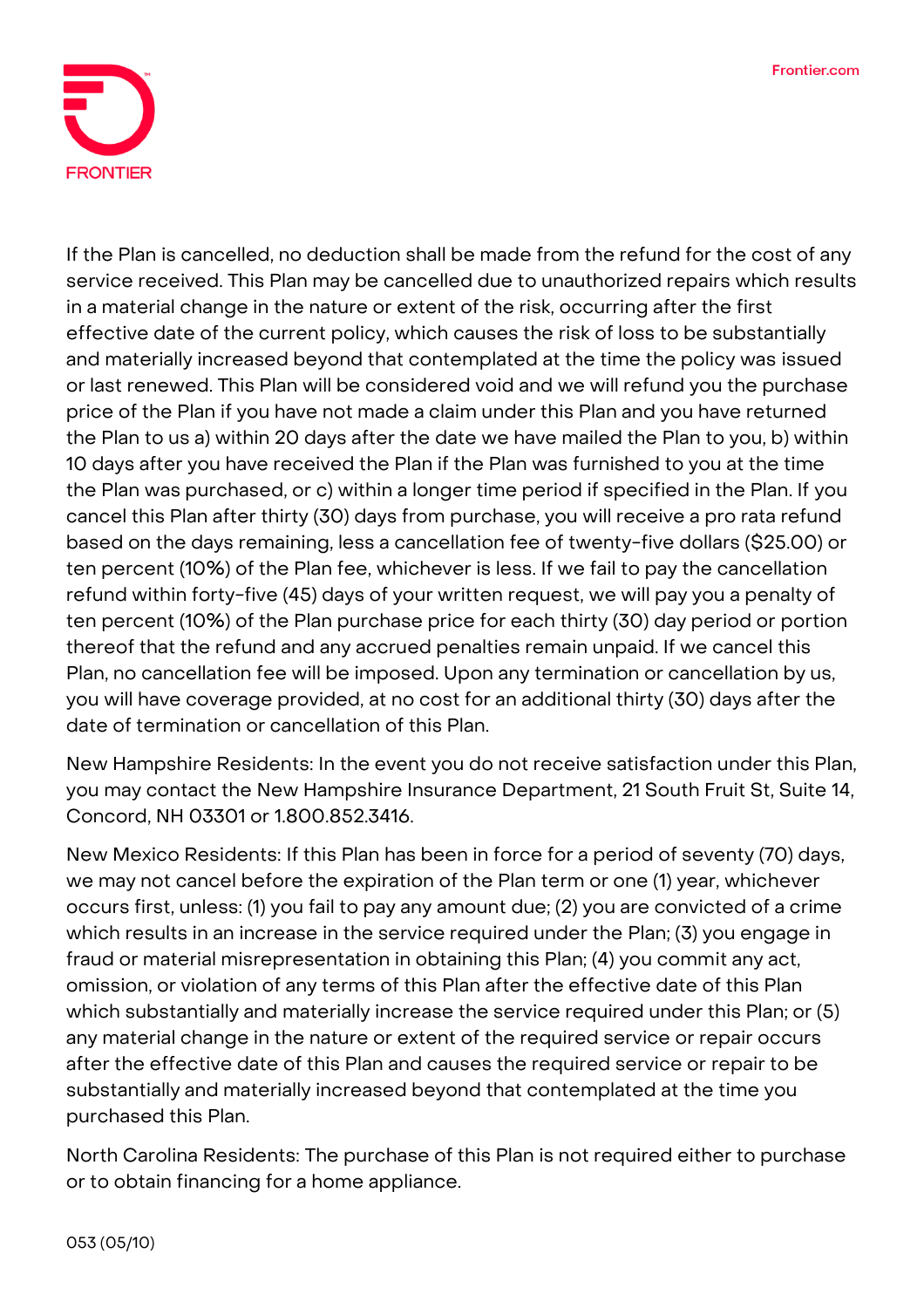If the Plan is cancelled, no deduction shall be made from the refund for the cost of any service received. This Plan may be cancelled due to unauthorized repairs which results in a material change in the nature or extent of the risk, occurring after the first effective date of the current policy, which causes the risk of loss to be substantially and materially increased beyond that contemplated at the time the policy was issued or last renewed. This Plan will be considered void and we will refund you the purchase price of the Plan if you have not made a claim under this Plan and you have returned the Plan to us a) within 20 days after the date we have mailed the Plan to you, b) within 10 days after you have received the Plan if the Plan was furnished to you at the time the Plan was purchased, or c) within a longer time period if specified in the Plan. If you cancel this Plan after thirty (30) days from purchase, you will receive a pro rata refund based on the days remaining, less a cancellation fee of twenty-five dollars ($25.00) or ten percent (10%) of the Plan fee, whichever is less. If we fail to pay the cancellation refund within forty-five (45) days of your written request, we will pay you a penalty of ten percent (10%) of the Plan purchase price for each thirty (30) day period or portion thereof that the refund and any accrued penalties remain unpaid. If we cancel this Plan, no cancellation fee will be imposed. Upon any termination or cancellation by us, you will have coverage provided, at no cost for an additional thirty (30) days after the date of termination or cancellation of this Plan.

New Hampshire Residents: In the event you do not receive satisfaction under this Plan, you may contact the New Hampshire Insurance Department, 21 South Fruit St, Suite 14, Concord, NH 03301 or 1.800.852.3416.

New Mexico Residents: If this Plan has been in force for a period of seventy (70) days, we may not cancel before the expiration of the Plan term or one (1) year, whichever occurs first, unless: (1) you fail to pay any amount due; (2) you are convicted of a crime which results in an increase in the service required under the Plan; (3) you engage in fraud or material misrepresentation in obtaining this Plan; (4) you commit any act, omission, or violation of any terms of this Plan after the effective date of this Plan which substantially and materially increase the service required under this Plan; or (5) any material change in the nature or extent of the required service or repair occurs after the effective date of this Plan and causes the required service or repair to be substantially and materially increased beyond that contemplated at the time you purchased this Plan.

North Carolina Residents: The purchase of this Plan is not required either to purchase or to obtain financing for a home appliance.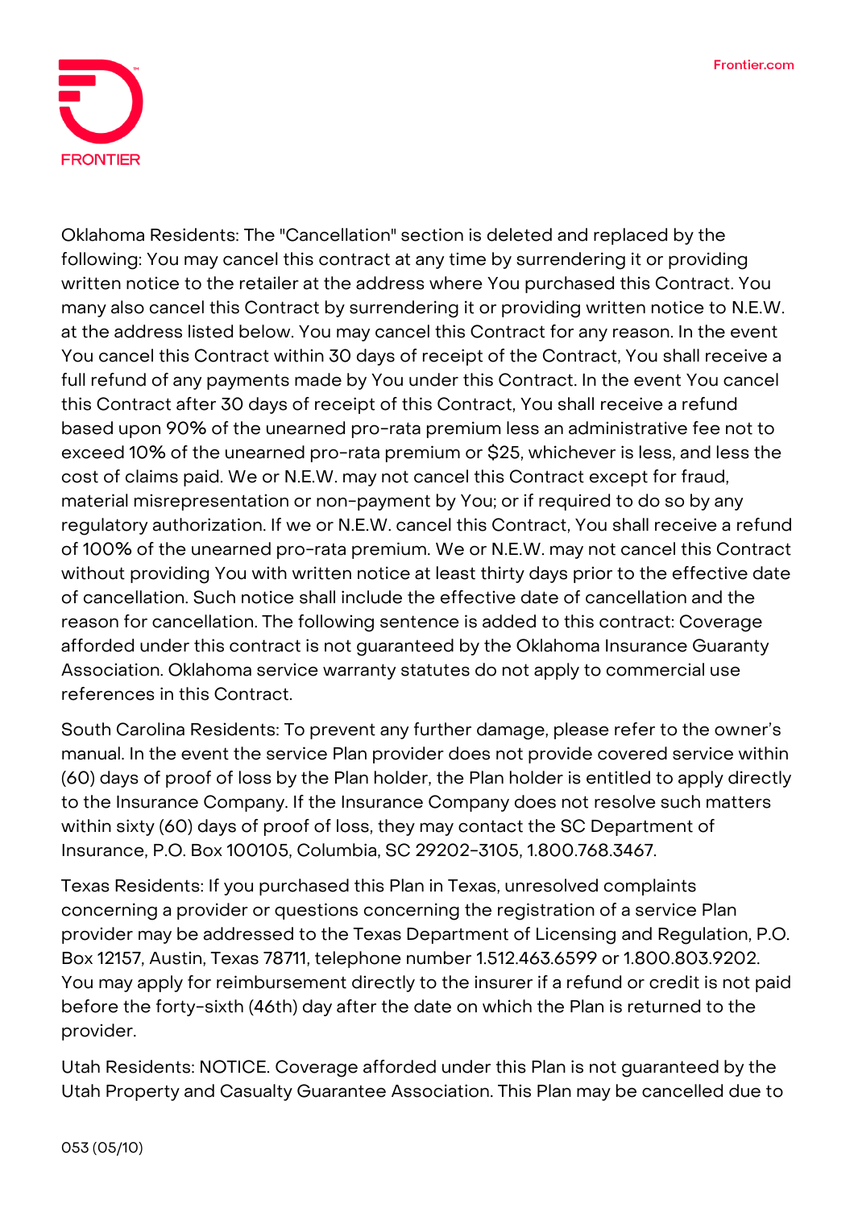Oklahoma Residents: The "Cancellation" section is deleted and replaced by the following: You may cancel this contract at any time by surrendering it or providing written notice to the retailer at the address where You purchased this Contract. You many also cancel this Contract by surrendering it or providing written notice to N.E.W. at the address listed below. You may cancel this Contract for any reason. In the event You cancel this Contract within 30 days of receipt of the Contract, You shall receive a full refund of any payments made by You under this Contract. In the event You cancel this Contract after 30 days of receipt of this Contract, You shall receive a refund based upon 90% of the unearned pro-rata premium less an administrative fee not to exceed 10% of the unearned pro-rata premium or $25, whichever is less, and less the cost of claims paid. We or N.E.W. may not cancel this Contract except for fraud, material misrepresentation or non-payment by You; or if required to do so by any regulatory authorization. If we or N.E.W. cancel this Contract, You shall receive a refund of 100% of the unearned pro-rata premium. We or N.E.W. may not cancel this Contract without providing You with written notice at least thirty days prior to the effective date of cancellation. Such notice shall include the effective date of cancellation and the reason for cancellation. The following sentence is added to this contract: Coverage afforded under this contract is not guaranteed by the Oklahoma Insurance Guaranty Association. Oklahoma service warranty statutes do not apply to commercial use references in this Contract.

South Carolina Residents: To prevent any further damage, please refer to the owner's manual. In the event the service Plan provider does not provide covered service within (60) days of proof of loss by the Plan holder, the Plan holder is entitled to apply directly to the Insurance Company. If the Insurance Company does not resolve such matters within sixty (60) days of proof of loss, they may contact the SC Department of Insurance, P.O. Box 100105, Columbia, SC 29202-3105, 1.800.768.3467.

Texas Residents: If you purchased this Plan in Texas, unresolved complaints concerning a provider or questions concerning the registration of a service Plan provider may be addressed to the Texas Department of Licensing and Regulation, P.O. Box 12157, Austin, Texas 78711, telephone number 1.512.463.6599 or 1.800.803.9202. You may apply for reimbursement directly to the insurer if a refund or credit is not paid before the forty-sixth (46th) day after the date on which the Plan is returned to the provider.

Utah Residents: NOTICE. Coverage afforded under this Plan is not guaranteed by the Utah Property and Casualty Guarantee Association. This Plan may be cancelled due to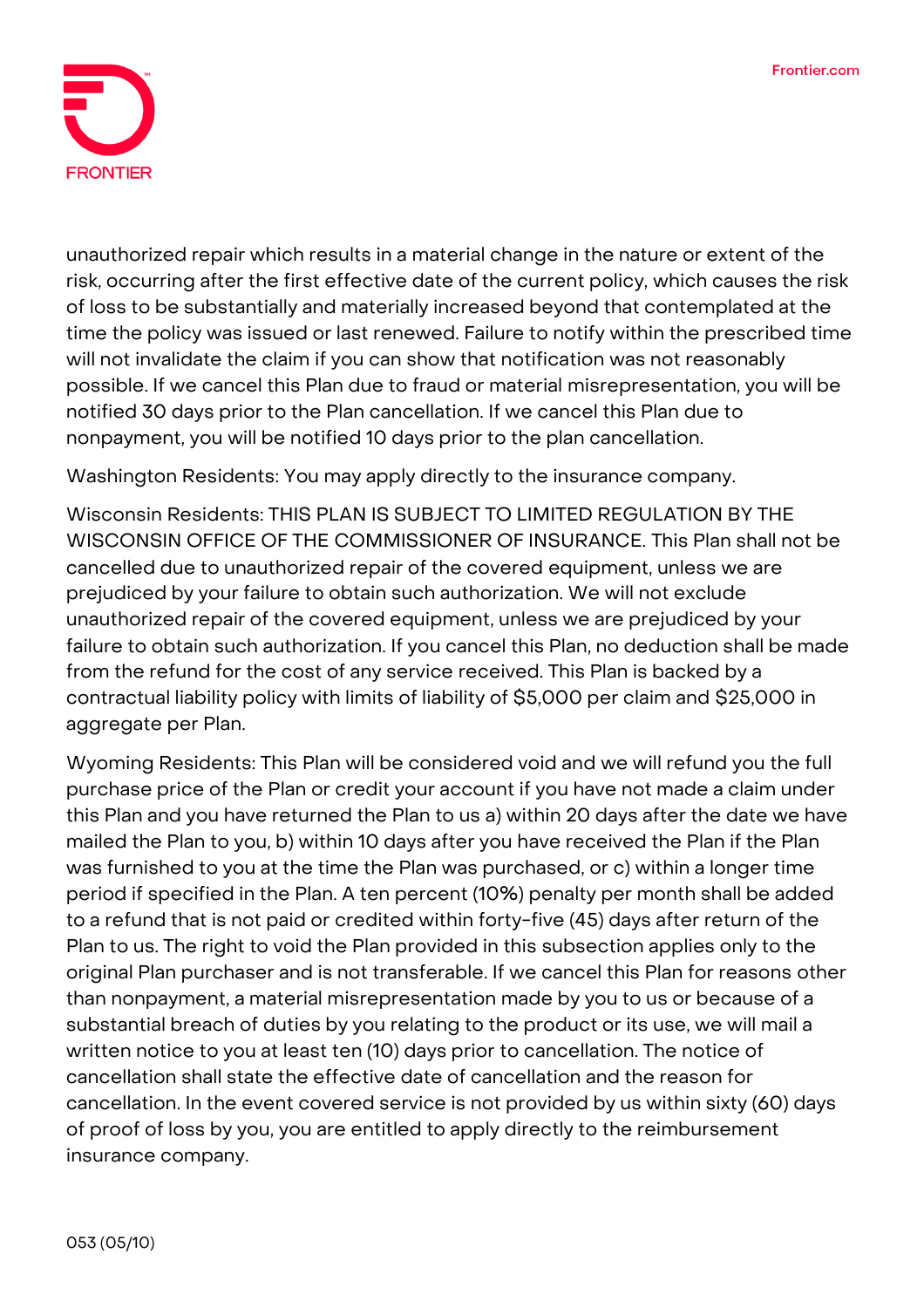unauthorized repair which results in a material change in the nature or extent of the risk, occurring after the first effective date of the current policy, which causes the risk of loss to be substantially and materially increased beyond that contemplated at the time the policy was issued or last renewed. Failure to notify within the prescribed time will not invalidate the claim if you can show that notification was not reasonably possible. If we cancel this Plan due to fraud or material misrepresentation, you will be notified 30 days prior to the Plan cancellation. If we cancel this Plan due to nonpayment, you will be notified 10 days prior to the plan cancellation.

Washington Residents: You may apply directly to the insurance company.

Wisconsin Residents: THIS PLAN IS SUBJECT TO LIMITED REGULATION BY THE WISCONSIN OFFICE OF THE COMMISSIONER OF INSURANCE. This Plan shall not be cancelled due to unauthorized repair of the covered equipment, unless we are prejudiced by your failure to obtain such authorization. We will not exclude unauthorized repair of the covered equipment, unless we are prejudiced by your failure to obtain such authorization. If you cancel this Plan, no deduction shall be made from the refund for the cost of any service received. This Plan is backed by a contractual liability policy with limits of liability of $5,000 per claim and $25,000 in aggregate per Plan.

Wyoming Residents: This Plan will be considered void and we will refund you the full purchase price of the Plan or credit your account if you have not made a claim under this Plan and you have returned the Plan to us a) within 20 days after the date we have mailed the Plan to you, b) within 10 days after you have received the Plan if the Plan was furnished to you at the time the Plan was purchased, or c) within a longer time period if specified in the Plan. A ten percent (10%) penalty per month shall be added to a refund that is not paid or credited within forty-five (45) days after return of the Plan to us. The right to void the Plan provided in this subsection applies only to the original Plan purchaser and is not transferable. If we cancel this Plan for reasons other than nonpayment, a material misrepresentation made by you to us or because of a substantial breach of duties by you relating to the product or its use, we will mail a written notice to you at least ten (10) days prior to cancellation. The notice of cancellation shall state the effective date of cancellation and the reason for cancellation. In the event covered service is not provided by us within sixty (60) days of proof of loss by you, you are entitled to apply directly to the reimbursement insurance company.

053 (05/10)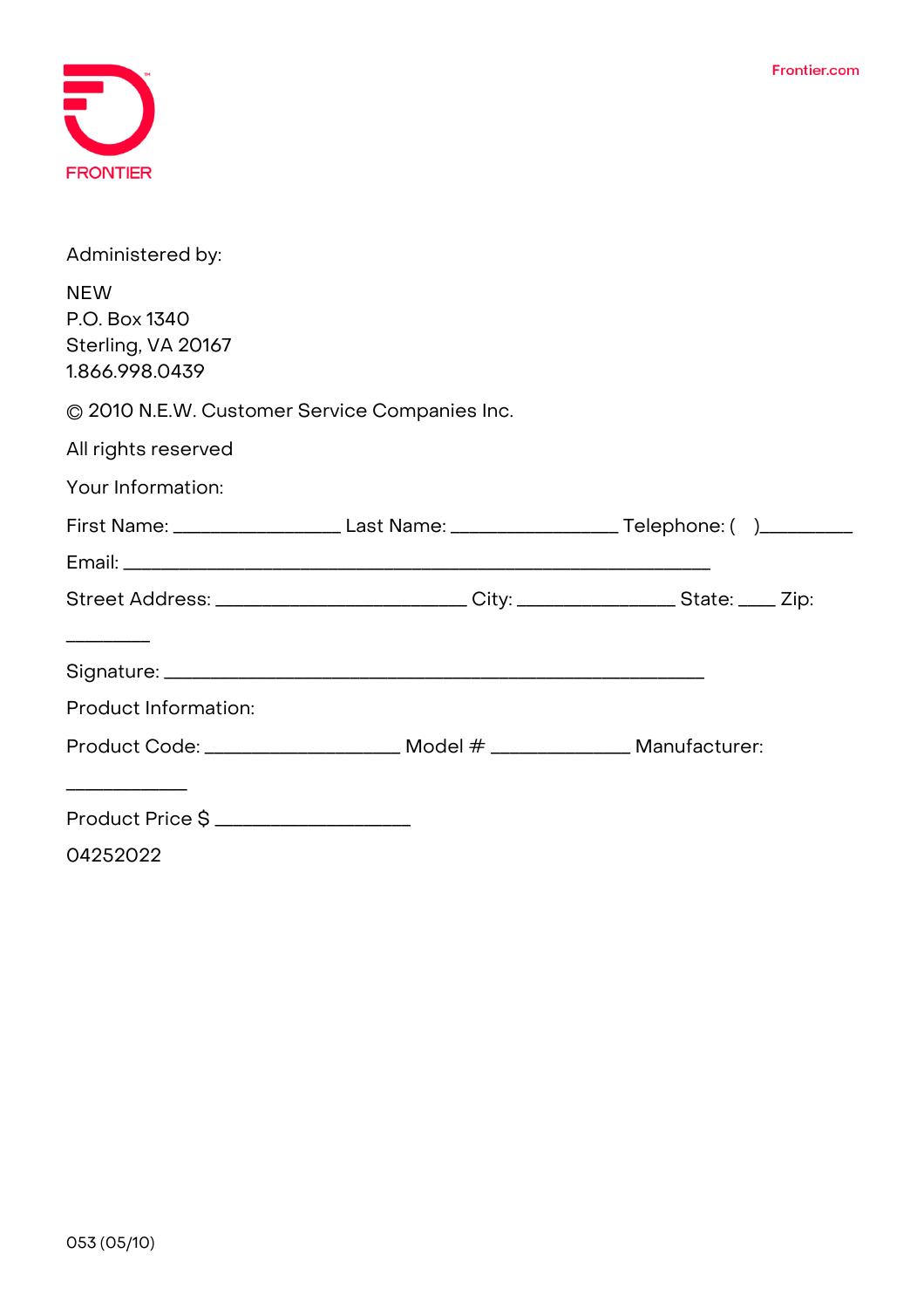FRONTIER

Frontier.com

Administered by:

NEW
P.O. Box 1340
Sterling, VA 20167
1.866.998.0439

© 2010 N.E.W. Customer Service Companies Inc.

All rights reserved

Your Information:

First Name: _________________ Last Name: _________________ Telephone: (    )__________

Email: ____________________________________________________________

Street Address: __________________________ City: ________________ State: ____ Zip: ________

Signature: ________________________________________________________

Product Information:

Product Code: ____________________ Model # ______________ Manufacturer: ____________

Product Price $ ____________________

04252022

053 (05/10)